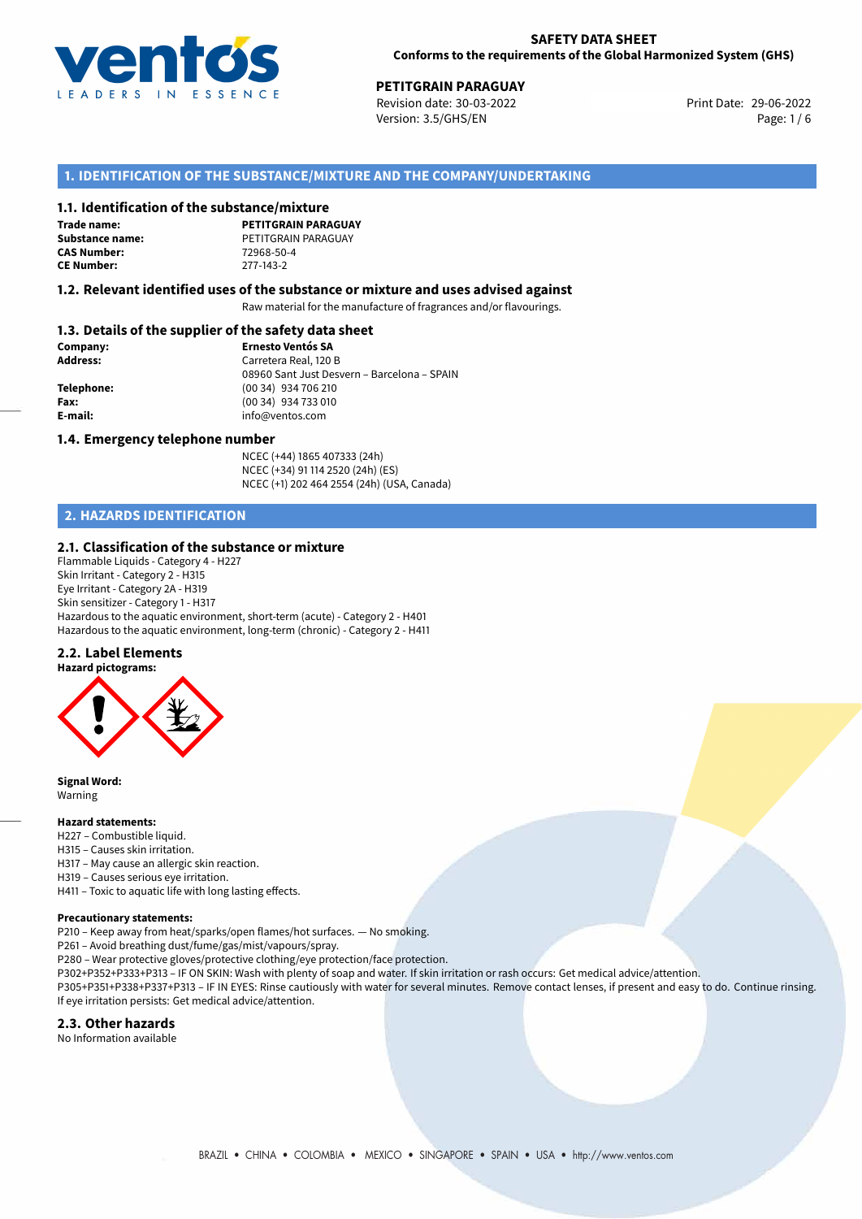**SAFETY DATA SHEET**
**Conforms to the requirements of the Global Harmonized System (GHS)**

**PETITGRAIN PARAGUAY**
Revision date: 30-03-2022
Version: 3.5/GHS/EN
Print Date: 29-06-2022

## 1. IDENTIFICATION OF THE SUBSTANCE/MIXTURE AND THE COMPANY/UNDERTAKING

### 1.1. Identification of the substance/mixture

**Trade name:** **PETITGRAIN PARAGUAY**
**Substance name:** PETITGRAIN PARAGUAY
**CAS Number:** 72968-50-4
**CE Number:** 277-143-2

### 1.2. Relevant identified uses of the substance or mixture and uses advised against

Raw material for the manufacture of fragrances and/or flavourings.

### 1.3. Details of the supplier of the safety data sheet

**Company:** **Ernesto Ventós SA**
**Address:** Carretera Real, 120 B
08960 Sant Just Desvern – Barcelona – SPAIN
**Telephone:** (00 34) 934 706 210
**Fax:** (00 34) 934 733 010
**E-mail:** info@ventos.com

### 1.4. Emergency telephone number

NCEC (+44) 1865 407333 (24h)
NCEC (+34) 91 114 2520 (24h) (ES)
NCEC (+1) 202 464 2554 (24h) (USA, Canada)

## 2. HAZARDS IDENTIFICATION

### 2.1. Classification of the substance or mixture

Flammable Liquids - Category 4 - H227
Skin Irritant - Category 2 - H315
Eye Irritant - Category 2A - H319
Skin sensitizer - Category 1 - H317
Hazardous to the aquatic environment, short-term (acute) - Category 2 - H401
Hazardous to the aquatic environment, long-term (chronic) - Category 2 - H411

### 2.2. Label Elements

**Hazard pictograms:**

**Signal Word:**
Warning

**Hazard statements:**
H227 – Combustible liquid.
H315 – Causes skin irritation.
H317 – May cause an allergic skin reaction.
H319 – Causes serious eye irritation.
H411 – Toxic to aquatic life with long lasting effects.

**Precautionary statements:**
P210 – Keep away from heat/sparks/open flames/hot surfaces. — No smoking.
P261 – Avoid breathing dust/fume/gas/mist/vapours/spray.
P280 – Wear protective gloves/protective clothing/eye protection/face protection.
P302+P352+P333+P313 – IF ON SKIN: Wash with plenty of soap and water. If skin irritation or rash occurs: Get medical advice/attention.
P305+P351+P338+P337+P313 – IF IN EYES: Rinse cautiously with water for several minutes. Remove contact lenses, if present and easy to do. Continue rinsing. If eye irritation persists: Get medical advice/attention.

### 2.3. Other hazards

No Information available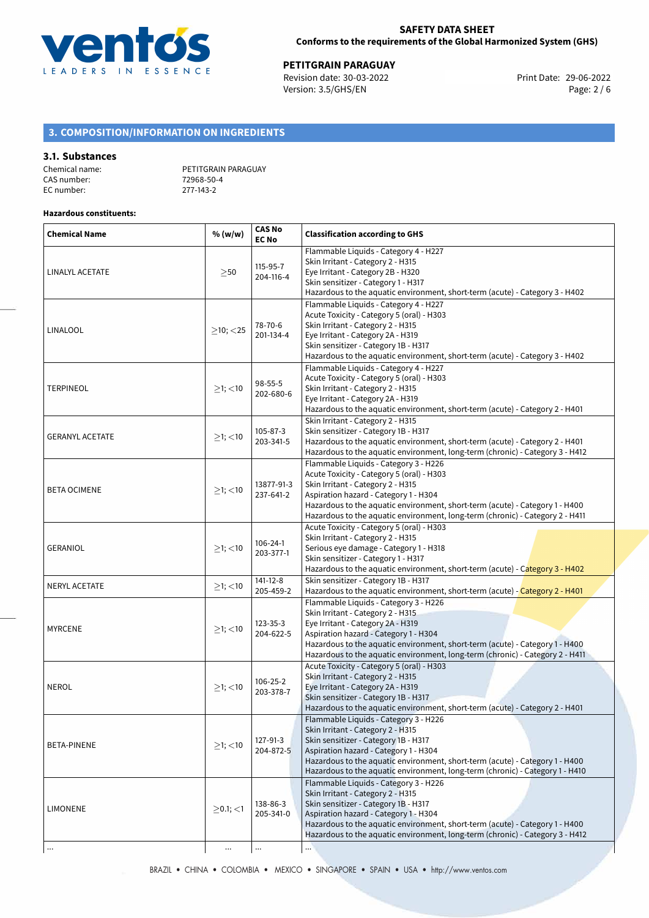## 3. COMPOSITION/INFORMATION ON INGREDIENTS

### 3.1. Substances

Chemical name: PETITGRAIN PARAGUAY
CAS number: 72968-50-4
EC number: 277-143-2

**Hazardous constituents:**

| Chemical Name | % (w/w) | CAS No EC No | Classification according to GHS |
|---|---|---|---|
| LINALYL ACETATE | ≥50 | 115-95-7 204-116-4 | Flammable Liquids - Category 4 - H227<br>Skin Irritant - Category 2 - H315<br>Eye Irritant - Category 2B - H320<br>Skin sensitizer - Category 1 - H317<br>Hazardous to the aquatic environment, short-term (acute) - Category 3 - H402 |
| LINALOOL | ≥10; <25 | 78-70-6 201-134-4 | Flammable Liquids - Category 4 - H227<br>Acute Toxicity - Category 5 (oral) - H303<br>Skin Irritant - Category 2 - H315<br>Eye Irritant - Category 2A - H319<br>Skin sensitizer - Category 1B - H317<br>Hazardous to the aquatic environment, short-term (acute) - Category 3 - H402 |
| TERPINEOL | ≥1; <10 | 98-55-5 202-680-6 | Flammable Liquids - Category 4 - H227<br>Acute Toxicity - Category 5 (oral) - H303<br>Skin Irritant - Category 2 - H315<br>Eye Irritant - Category 2A - H319<br>Hazardous to the aquatic environment, short-term (acute) - Category 2 - H401 |
| GERANYL ACETATE | ≥1; <10 | 105-87-3 203-341-5 | Skin Irritant - Category 2 - H315<br>Skin sensitizer - Category 1B - H317<br>Hazardous to the aquatic environment, short-term (acute) - Category 2 - H401<br>Hazardous to the aquatic environment, long-term (chronic) - Category 3 - H412 |
| BETA OCIMENE | ≥1; <10 | 13877-91-3 237-641-2 | Flammable Liquids - Category 3 - H226<br>Acute Toxicity - Category 5 (oral) - H303<br>Skin Irritant - Category 2 - H315<br>Aspiration hazard - Category 1 - H304<br>Hazardous to the aquatic environment, short-term (acute) - Category 1 - H400<br>Hazardous to the aquatic environment, long-term (chronic) - Category 2 - H411 |
| GERANIOL | ≥1; <10 | 106-24-1 203-377-1 | Acute Toxicity - Category 5 (oral) - H303<br>Skin Irritant - Category 2 - H315<br>Serious eye damage - Category 1 - H318<br>Skin sensitizer - Category 1 - H317<br>Hazardous to the aquatic environment, short-term (acute) - Category 3 - H402 |
| NERYL ACETATE | ≥1; <10 | 141-12-8 205-459-2 | Skin sensitizer - Category 1B - H317<br>Hazardous to the aquatic environment, short-term (acute) - Category 2 - H401 |
| MYRCENE | ≥1; <10 | 123-35-3 204-622-5 | Flammable Liquids - Category 3 - H226<br>Skin Irritant - Category 2 - H315<br>Eye Irritant - Category 2A - H319<br>Aspiration hazard - Category 1 - H304<br>Hazardous to the aquatic environment, short-term (acute) - Category 1 - H400<br>Hazardous to the aquatic environment, long-term (chronic) - Category 2 - H411 |
| NEROL | ≥1; <10 | 106-25-2 203-378-7 | Acute Toxicity - Category 5 (oral) - H303<br>Skin Irritant - Category 2 - H315<br>Eye Irritant - Category 2A - H319<br>Skin sensitizer - Category 1B - H317<br>Hazardous to the aquatic environment, short-term (acute) - Category 2 - H401 |
| BETA-PINENE | ≥1; <10 | 127-91-3 204-872-5 | Flammable Liquids - Category 3 - H226<br>Skin Irritant - Category 2 - H315<br>Skin sensitizer - Category 1B - H317<br>Aspiration hazard - Category 1 - H304<br>Hazardous to the aquatic environment, short-term (acute) - Category 1 - H400<br>Hazardous to the aquatic environment, long-term (chronic) - Category 1 - H410 |
| LIMONENE | ≥0.1; <1 | 138-86-3 205-341-0 | Flammable Liquids - Category 3 - H226<br>Skin Irritant - Category 2 - H315<br>Skin sensitizer - Category 1B - H317<br>Aspiration hazard - Category 1 - H304<br>Hazardous to the aquatic environment, short-term (acute) - Category 1 - H400<br>Hazardous to the aquatic environment, long-term (chronic) - Category 3 - H412 |
| ... | ... | ... | ... |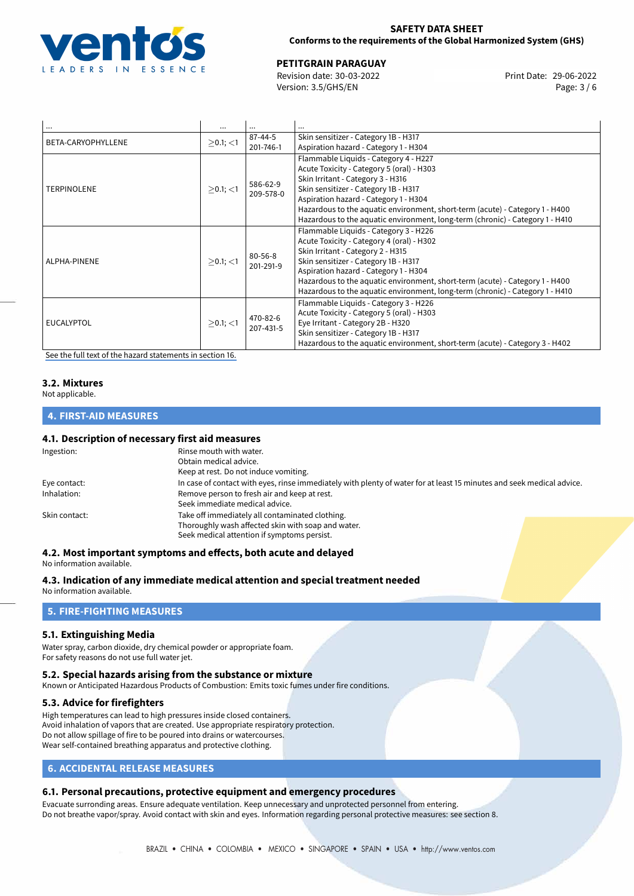| ... | ... | ... | ... |
|---|---|---|---|
| BETA-CARYOPHYLLENE | $\geq$0.1; <1 | 87-44-5<br>201-746-1 | Skin sensitizer - Category 1B - H317<br>Aspiration hazard - Category 1 - H304 |
| TERPINOLENE | $\geq$0.1; <1 | 586-62-9<br>209-578-0 | Flammable Liquids - Category 4 - H227<br>Acute Toxicity - Category 5 (oral) - H303<br>Skin Irritant - Category 3 - H316<br>Skin sensitizer - Category 1B - H317<br>Aspiration hazard - Category 1 - H304<br>Hazardous to the aquatic environment, short-term (acute) - Category 1 - H400<br>Hazardous to the aquatic environment, long-term (chronic) - Category 1 - H410 |
| ALPHA-PINENE | $\geq$0.1; <1 | 80-56-8<br>201-291-9 | Flammable Liquids - Category 3 - H226<br>Acute Toxicity - Category 4 (oral) - H302<br>Skin Irritant - Category 2 - H315<br>Skin sensitizer - Category 1B - H317<br>Aspiration hazard - Category 1 - H304<br>Hazardous to the aquatic environment, short-term (acute) - Category 1 - H400<br>Hazardous to the aquatic environment, long-term (chronic) - Category 1 - H410 |
| EUCALYPTOL | $\geq$0.1; <1 | 470-82-6<br>207-431-5 | Flammable Liquids - Category 3 - H226<br>Acute Toxicity - Category 5 (oral) - H303<br>Eye Irritant - Category 2B - H320<br>Skin sensitizer - Category 1B - H317<br>Hazardous to the aquatic environment, short-term (acute) - Category 3 - H402 |

See the full text of the hazard statements in section 16.

### 3.2. Mixtures

Not applicable.

## 4. FIRST-AID MEASURES

### 4.1. Description of necessary first aid measures

| | |
|---|---|
| Ingestion: | Rinse mouth with water.<br>Obtain medical advice.<br>Keep at rest. Do not induce vomiting. |
| Eye contact: | In case of contact with eyes, rinse immediately with plenty of water for at least 15 minutes and seek medical advice. |
| Inhalation: | Remove person to fresh air and keep at rest.<br>Seek immediate medical advice. |
| Skin contact: | Take off immediately all contaminated clothing.<br>Thoroughly wash affected skin with soap and water.<br>Seek medical attention if symptoms persist. |

### 4.2. Most important symptoms and effects, both acute and delayed

No information available.

### 4.3. Indication of any immediate medical attention and special treatment needed

No information available.

## 5. FIRE-FIGHTING MEASURES

### 5.1. Extinguishing Media

Water spray, carbon dioxide, dry chemical powder or appropriate foam.
For safety reasons do not use full water jet.

### 5.2. Special hazards arising from the substance or mixture

Known or Anticipated Hazardous Products of Combustion: Emits toxic fumes under fire conditions.

### 5.3. Advice for firefighters

High temperatures can lead to high pressures inside closed containers.
Avoid inhalation of vapors that are created. Use appropriate respiratory protection.
Do not allow spillage of fire to be poured into drains or watercourses.
Wear self-contained breathing apparatus and protective clothing.

## 6. ACCIDENTAL RELEASE MEASURES

### 6.1. Personal precautions, protective equipment and emergency procedures

Evacuate surrounding areas. Ensure adequate ventilation. Keep unnecessary and unprotected personnel from entering.
Do not breathe vapor/spray. Avoid contact with skin and eyes. Information regarding personal protective measures: see section 8.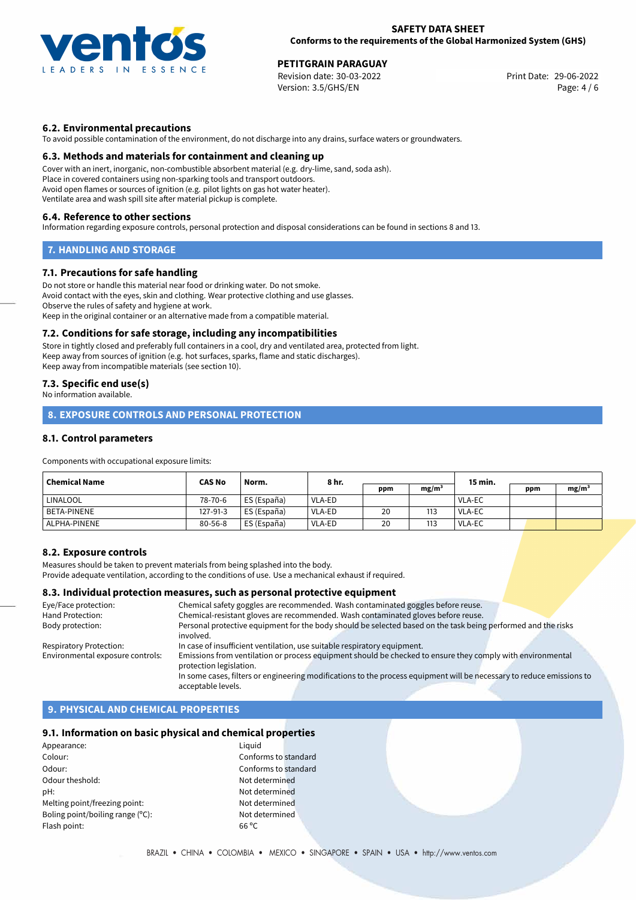### 6.2. Environmental precautions

To avoid possible contamination of the environment, do not discharge into any drains, surface waters or groundwaters.

### 6.3. Methods and materials for containment and cleaning up

Cover with an inert, inorganic, non-combustible absorbent material (e.g. dry-lime, sand, soda ash).
Place in covered containers using non-sparking tools and transport outdoors.
Avoid open flames or sources of ignition (e.g. pilot lights on gas hot water heater).
Ventilate area and wash spill site after material pickup is complete.

### 6.4. Reference to other sections

Information regarding exposure controls, personal protection and disposal considerations can be found in sections 8 and 13.

## 7. HANDLING AND STORAGE

### 7.1. Precautions for safe handling

Do not store or handle this material near food or drinking water. Do not smoke.
Avoid contact with the eyes, skin and clothing. Wear protective clothing and use glasses.
Observe the rules of safety and hygiene at work.
Keep in the original container or an alternative made from a compatible material.

### 7.2. Conditions for safe storage, including any incompatibilities

Store in tightly closed and preferably full containers in a cool, dry and ventilated area, protected from light.
Keep away from sources of ignition (e.g. hot surfaces, sparks, flame and static discharges).
Keep away from incompatible materials (see section 10).

### 7.3. Specific end use(s)

No information available.

## 8. EXPOSURE CONTROLS AND PERSONAL PROTECTION

### 8.1. Control parameters

Components with occupational exposure limits:

| Chemical Name | CAS No | Norm. | 8 hr. | | | 15 min. | | |
|---|---|---|---|---|---|---|---|---|
| | | | | ppm | mg/m³ | | ppm | mg/m³ |
| LINALOOL | 78-70-6 | ES (España) | VLA-ED | | | VLA-EC | | |
| BETA-PINENE | 127-91-3 | ES (España) | VLA-ED | 20 | 113 | VLA-EC | | |
| ALPHA-PINENE | 80-56-8 | ES (España) | VLA-ED | 20 | 113 | VLA-EC | | |

### 8.2. Exposure controls

Measures should be taken to prevent materials from being splashed into the body.
Provide adequate ventilation, according to the conditions of use. Use a mechanical exhaust if required.

### 8.3. Individual protection measures, such as personal protective equipment

| | |
|---|---|
| Eye/Face protection: | Chemical safety goggles are recommended. Wash contaminated goggles before reuse. |
| Hand Protection: | Chemical-resistant gloves are recommended. Wash contaminated gloves before reuse. |
| Body protection: | Personal protective equipment for the body should be selected based on the task being performed and the risks involved. |
| Respiratory Protection: | In case of insufficient ventilation, use suitable respiratory equipment. |
| Environmental exposure controls: | Emissions from ventilation or process equipment should be checked to ensure they comply with environmental protection legislation. In some cases, filters or engineering modifications to the process equipment will be necessary to reduce emissions to acceptable levels. |

## 9. PHYSICAL AND CHEMICAL PROPERTIES

### 9.1. Information on basic physical and chemical properties

| | |
|---|---|
| Appearance: | Liquid |
| Colour: | Conforms to standard |
| Odour: | Conforms to standard |
| Odour theshold: | Not determined |
| pH: | Not determined |
| Melting point/freezing point: | Not determined |
| Boling point/boiling range (°C): | Not determined |
| Flash point: | 66 °C |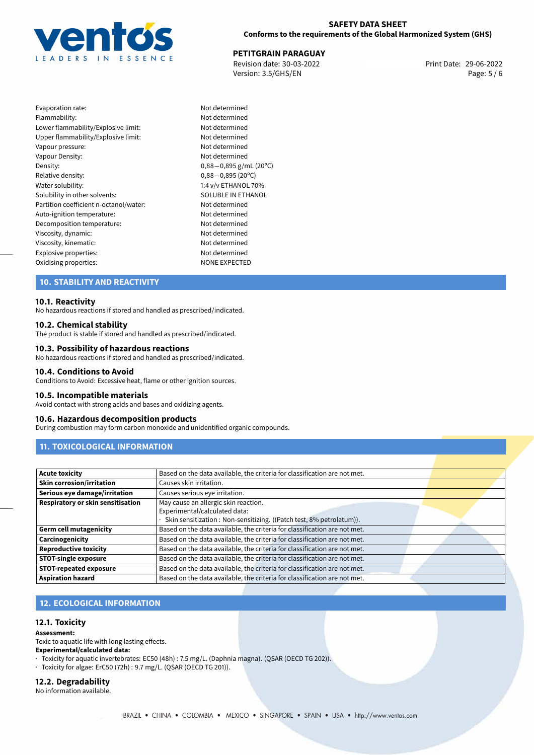| | |
|---|---|
| Evaporation rate: | Not determined |
| Flammability: | Not determined |
| Lower flammability/Explosive limit: | Not determined |
| Upper flammability/Explosive limit: | Not determined |
| Vapour pressure: | Not determined |
| Vapour Density: | Not determined |
| Density: | 0,88—0,895 g/mL (20°C) |
| Relative density: | 0,88—0,895 (20°C) |
| Water solubility: | 1:4 v/v ETHANOL 70% |
| Solubility in other solvents: | SOLUBLE IN ETHANOL |
| Partition coefficient n-octanol/water: | Not determined |
| Auto-ignition temperature: | Not determined |
| Decomposition temperature: | Not determined |
| Viscosity, dynamic: | Not determined |
| Viscosity, kinematic: | Not determined |
| Explosive properties: | Not determined |
| Oxidising properties: | NONE EXPECTED |

## 10. STABILITY AND REACTIVITY

### 10.1. Reactivity
No hazardous reactions if stored and handled as prescribed/indicated.

### 10.2. Chemical stability
The product is stable if stored and handled as prescribed/indicated.

### 10.3. Possibility of hazardous reactions
No hazardous reactions if stored and handled as prescribed/indicated.

### 10.4. Conditions to Avoid
Conditions to Avoid: Excessive heat, flame or other ignition sources.

### 10.5. Incompatible materials
Avoid contact with strong acids and bases and oxidizing agents.

### 10.6. Hazardous decomposition products
During combustion may form carbon monoxide and unidentified organic compounds.

## 11. TOXICOLOGICAL INFORMATION

| | |
|---|---|
| **Acute toxicity** | Based on the data available, the criteria for classification are not met. |
| **Skin corrosion/irritation** | Causes skin irritation. |
| **Serious eye damage/irritation** | Causes serious eye irritation. |
| **Respiratory or skin sensitisation** | May cause an allergic skin reaction.<br>Experimental/calculated data:<br>· Skin sensitization : Non-sensitizing. ((Patch test, 8% petrolatum)). |
| **Germ cell mutagenicity** | Based on the data available, the criteria for classification are not met. |
| **Carcinogenicity** | Based on the data available, the criteria for classification are not met. |
| **Reproductive toxicity** | Based on the data available, the criteria for classification are not met. |
| **STOT-single exposure** | Based on the data available, the criteria for classification are not met. |
| **STOT-repeated exposure** | Based on the data available, the criteria for classification are not met. |
| **Aspiration hazard** | Based on the data available, the criteria for classification are not met. |

## 12. ECOLOGICAL INFORMATION

### 12.1. Toxicity
**Assessment:**
Toxic to aquatic life with long lasting effects.
**Experimental/calculated data:**
· Toxicity for aquatic invertebrates: EC50 (48h) : 7.5 mg/L. (Daphnia magna). (QSAR (OECD TG 202)).
· Toxicity for algae: ErC50 (72h) : 9.7 mg/L. (QSAR (OECD TG 201)).

### 12.2. Degradability
No information available.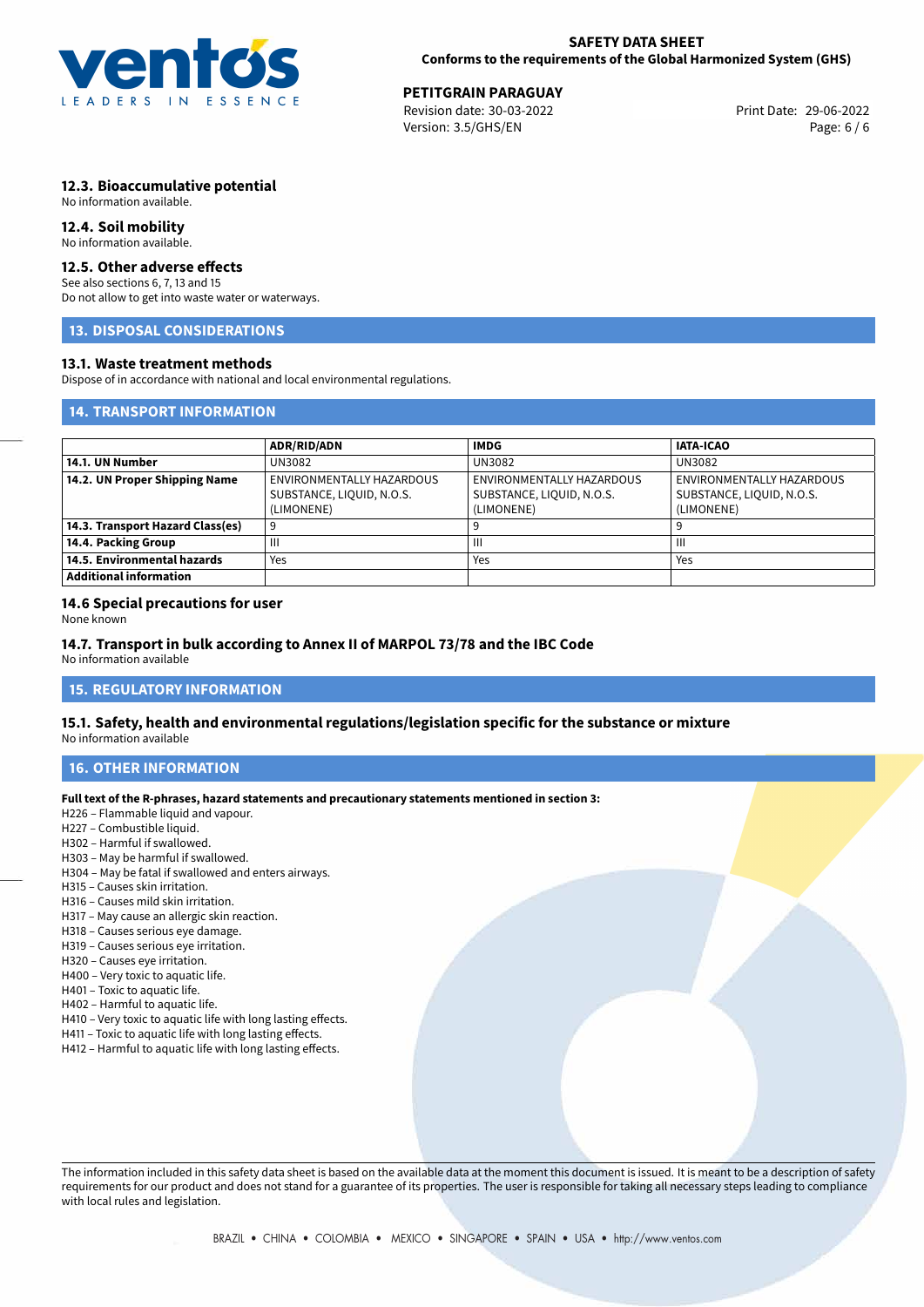### 12.3. Bioaccumulative potential

No information available.

### 12.4. Soil mobility

No information available.

### 12.5. Other adverse effects

See also sections 6, 7, 13 and 15
Do not allow to get into waste water or waterways.

## 13. DISPOSAL CONSIDERATIONS

### 13.1. Waste treatment methods

Dispose of in accordance with national and local environmental regulations.

## 14. TRANSPORT INFORMATION

| | ADR/RID/ADN | IMDG | IATA-ICAO |
|---|---|---|---|
| 14.1. UN Number | UN3082 | UN3082 | UN3082 |
| 14.2. UN Proper Shipping Name | ENVIRONMENTALLY HAZARDOUS SUBSTANCE, LIQUID, N.O.S. (LIMONENE) | ENVIRONMENTALLY HAZARDOUS SUBSTANCE, LIQUID, N.O.S. (LIMONENE) | ENVIRONMENTALLY HAZARDOUS SUBSTANCE, LIQUID, N.O.S. (LIMONENE) |
| 14.3. Transport Hazard Class(es) | 9 | 9 | 9 |
| 14.4. Packing Group | III | III | III |
| 14.5. Environmental hazards | Yes | Yes | Yes |
| Additional information | | | |

### 14.6 Special precautions for user

None known

### 14.7. Transport in bulk according to Annex II of MARPOL 73/78 and the IBC Code

No information available

## 15. REGULATORY INFORMATION

### 15.1. Safety, health and environmental regulations/legislation specific for the substance or mixture

No information available

## 16. OTHER INFORMATION

**Full text of the R-phrases, hazard statements and precautionary statements mentioned in section 3:**

H226 – Flammable liquid and vapour.
H227 – Combustible liquid.
H302 – Harmful if swallowed.
H303 – May be harmful if swallowed.
H304 – May be fatal if swallowed and enters airways.
H315 – Causes skin irritation.
H316 – Causes mild skin irritation.
H317 – May cause an allergic skin reaction.
H318 – Causes serious eye damage.
H319 – Causes serious eye irritation.
H320 – Causes eye irritation.
H400 – Very toxic to aquatic life.
H401 – Toxic to aquatic life.
H402 – Harmful to aquatic life.
H410 – Very toxic to aquatic life with long lasting effects.
H411 – Toxic to aquatic life with long lasting effects.
H412 – Harmful to aquatic life with long lasting effects.

The information included in this safety data sheet is based on the available data at the moment this document is issued. It is meant to be a description of safety requirements for our product and does not stand for a guarantee of its properties. The user is responsible for taking all necessary steps leading to compliance with local rules and legislation.